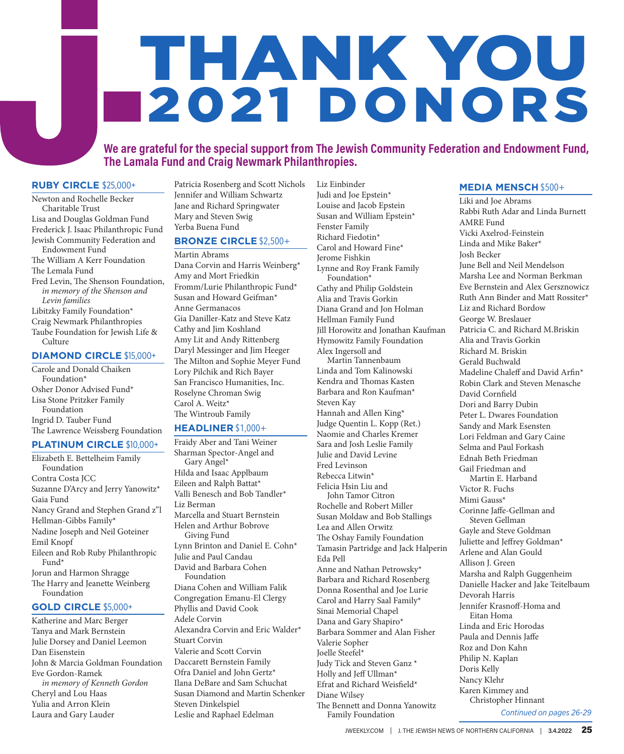# THANK YOU 2021 DONORS

**We are grateful for the special support from The Jewish Community Federation and Endowment Fund, The Lamala Fund and Craig Newmark Philanthropies.**

## RUBY CIRCLE $25,000+

Newton and Rochelle Becker Charitable Trust
Lisa and Douglas Goldman Fund
Frederick J. Isaac Philanthropic Fund
Jewish Community Federation and Endowment Fund
The William A Kerr Foundation
The Lemala Fund
Fred Levin, The Shenson Foundation, *in memory of the Shenson and Levin families*
Libitzky Family Foundation*
Craig Newmark Philanthropies
Taube Foundation for Jewish Life & Culture

## DIAMOND CIRCLE $15,000+

Carole and Donald Chaiken Foundation*
Osher Donor Advised Fund*
Lisa Stone Pritzker Family Foundation
Ingrid D. Tauber Fund
The Lawrence Weissberg Foundation

## PLATINUM CIRCLE $10,000+

Elizabeth E. Bettelheim Family Foundation
Contra Costa JCC
Suzanne D'Arcy and Jerry Yanowitz*
Gaia Fund
Nancy Grand and Stephen Grand z"l
Hellman-Gibbs Family*
Nadine Joseph and Neil Goteiner
Emil Knopf
Eileen and Rob Ruby Philanthropic Fund*
Jorun and Harmon Shragge
The Harry and Jeanette Weinberg Foundation

## GOLD CIRCLE $5,000+

Katherine and Marc Berger
Tanya and Mark Bernstein
Julie Dorsey and Daniel Leemon
Dan Eisenstein
John & Marcia Goldman Foundation
Eve Gordon-Ramek *in memory of Kenneth Gordon*
Cheryl and Lou Haas
Yulia and Arron Klein
Laura and Gary Lauder
Patricia Rosenberg and Scott Nichols
Jennifer and William Schwartz
Jane and Richard Springwater
Mary and Steven Swig
Yerba Buena Fund

## BRONZE CIRCLE $2,500+

Martin Abrams
Dana Corvin and Harris Weinberg*
Amy and Mort Friedkin
Fromm/Lurie Philanthropic Fund*
Susan and Howard Geifman*
Anne Germanacos
Gia Daniller-Katz and Steve Katz
Cathy and Jim Koshland
Amy Lit and Andy Rittenberg
Daryl Messinger and Jim Heeger
The Milton and Sophie Meyer Fund
Lory Pilchik and Rich Bayer
San Francisco Humanities, Inc.
Roselyne Chroman Swig
Carol A. Weitz*
The Wintroub Family

## HEADLINER $1,000+

Fraidy Aber and Tani Weiner
Sharman Spector-Angel and Gary Angel*
Hilda and Isaac Applbaum
Eileen and Ralph Battat*
Valli Benesch and Bob Tandler*
Liz Berman
Marcella and Stuart Bernstein
Helen and Arthur Bobrove Giving Fund
Lynn Brinton and Daniel E. Cohn*
Julie and Paul Candau
David and Barbara Cohen Foundation
Diana Cohen and William Falik
Congregation Emanu-El Clergy
Phyllis and David Cook
Adele Corvin
Alexandra Corvin and Eric Walder*
Stuart Corvin
Valerie and Scott Corvin
Daccarett Bernstein Family
Ofra Daniel and John Gertz*
Ilana DeBare and Sam Schuchat
Susan Diamond and Martin Schenker
Steven Dinkelspiel
Leslie and Raphael Edelman
Liz Einbinder
Judi and Joe Epstein*
Louise and Jacob Epstein
Susan and William Epstein*
Fenster Family
Richard Fiedotin*
Carol and Howard Fine*
Jerome Fishkin
Lynne and Roy Frank Family Foundation*
Cathy and Philip Goldstein
Alia and Travis Gorkin
Diana Grand and Jon Holman
Hellman Family Fund
Jill Horowitz and Jonathan Kaufman
Hymowitz Family Foundation
Alex Ingersoll and Martin Tannenbaum
Linda and Tom Kalinowski
Kendra and Thomas Kasten
Barbara and Ron Kaufman*
Steven Kay
Hannah and Allen King*
Judge Quentin L. Kopp (Ret.)
Naomie and Charles Kremer
Sara and Josh Leslie Family
Julie and David Levine
Fred Levinson
Rebecca Litwin*
Felicia Hsin Liu and John Tamor Citron
Rochelle and Robert Miller
Susan Moldaw and Bob Stallings
Lea and Allen Orwitz
The Oshay Family Foundation
Tamasin Partridge and Jack Halperin
Eda Pell
Anne and Nathan Petrowsky*
Barbara and Richard Rosenberg
Donna Rosenthal and Joe Lurie
Carol and Harry Saal Family*
Sinai Memorial Chapel
Dana and Gary Shapiro*
Barbara Sommer and Alan Fisher
Valerie Sopher
Joelle Steefel*
Judy Tick and Steven Ganz *
Holly and Jeff Ullman*
Efrat and Richard Weisfield*
Diane Wilsey
The Bennett and Donna Yanowitz Family Foundation

## MEDIA MENSCH $500+

Liki and Joe Abrams
Rabbi Ruth Adar and Linda Burnett
AMRE Fund
Vicki Axelrod-Feinstein
Linda and Mike Baker*
Josh Becker
June Bell and Neil Mendelson
Marsha Lee and Norman Berkman
Eve Bernstein and Alex Gersznowicz
Ruth Ann Binder and Matt Rossiter*
Liz and Richard Bordow
George W. Breslauer
Patricia C. and Richard M.Briskin
Alia and Travis Gorkin
Richard M. Briskin
Gerald Buchwald
Madeline Chaleff and David Arfin*
Robin Clark and Steven Menasche
David Cornfield
Dori and Barry Dubin
Peter L. Dwares Foundation
Sandy and Mark Esensten
Lori Feldman and Gary Caine
Selma and Paul Forkash
Ednah Beth Friedman
Gail Friedman and Martin E. Harband
Victor R. Fuchs
Mimi Gauss*
Corinne Jaffe-Gellman and Steven Gellman
Gayle and Steve Goldman
Juliette and Jeffrey Goldman*
Arlene and Alan Gould
Allison J. Green
Marsha and Ralph Guggenheim
Danielle Hacker and Jake Teitelbaum
Devorah Harris
Jennifer Krasnoff-Homa and Eitan Homa
Linda and Eric Horodas
Paula and Dennis Jaffe
Roz and Don Kahn
Philip N. Kaplan
Doris Kelly
Nancy Klehr
Karen Kimmey and Christopher Hinnant

*Continued on pages 26-29*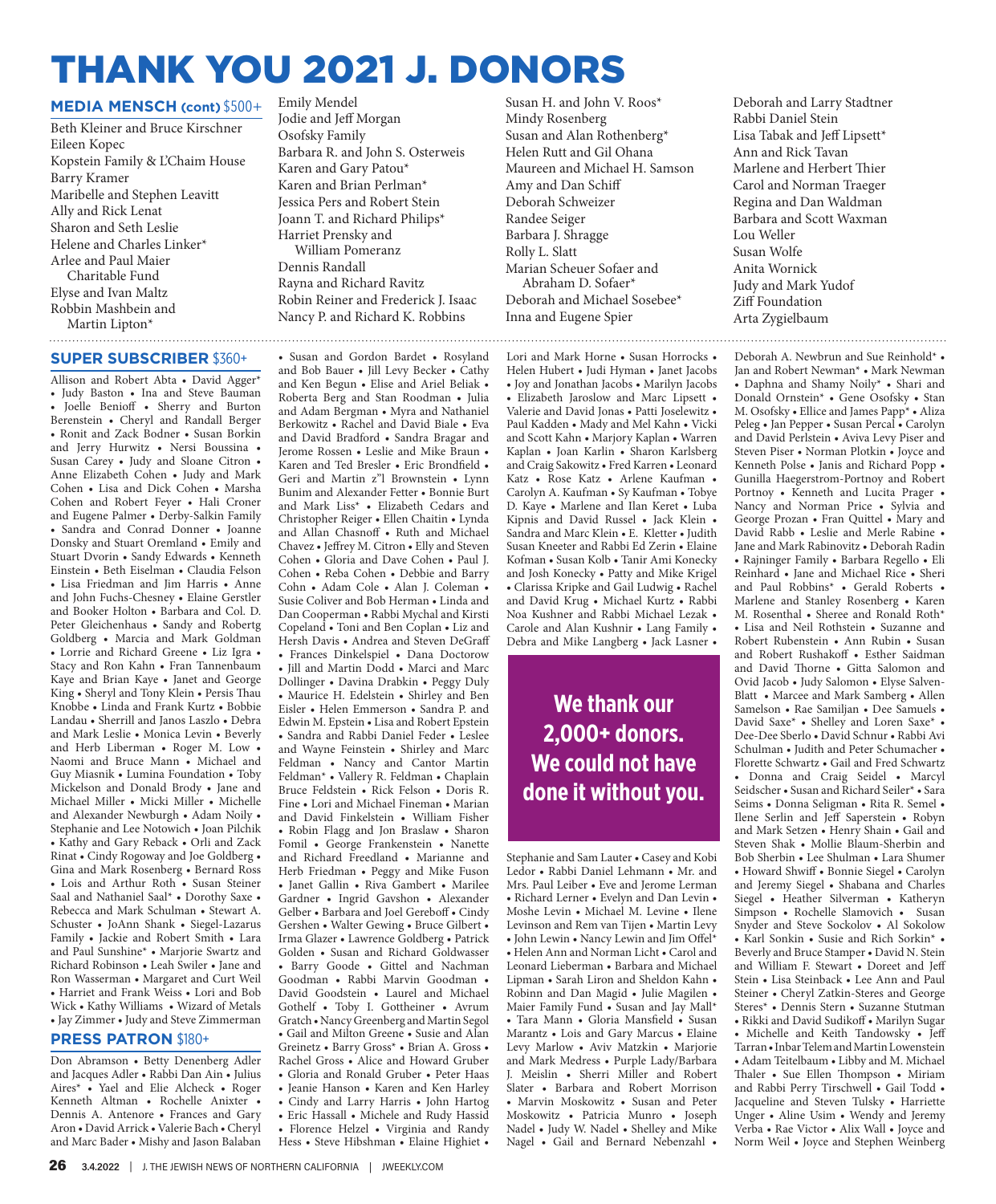# THANK YOU 2021 J. DONORS

## MEDIA MENSCH (cont) $500+

Beth Kleiner and Bruce Kirschner
Eileen Kopec
Kopstein Family & L'Chaim House
Barry Kramer
Maribelle and Stephen Leavitt
Ally and Rick Lenat
Sharon and Seth Leslie
Helene and Charles Linker*
Arlee and Paul Maier Charitable Fund
Elyse and Ivan Maltz
Robbin Mashbein and Martin Lipton*
Emily Mendel
Jodie and Jeff Morgan
Osofsky Family
Barbara R. and John S. Osterweis
Karen and Gary Patou*
Karen and Brian Perlman*
Jessica Pers and Robert Stein
Joann T. and Richard Philips*
Harriet Prensky and William Pomeranz
Dennis Randall
Rayna and Richard Ravitz
Robin Reiner and Frederick J. Isaac
Nancy P. and Richard K. Robbins
Susan H. and John V. Roos*
Mindy Rosenberg
Susan and Alan Rothenberg*
Helen Rutt and Gil Ohana
Maureen and Michael H. Samson
Amy and Dan Schiff
Deborah Schweizer
Randee Seiger
Barbara J. Shragge
Rolly L. Slatt
Marian Scheuer Sofaer and Abraham D. Sofaer*
Deborah and Michael Sosebee*
Inna and Eugene Spier
Deborah and Larry Stadtner
Rabbi Daniel Stein
Lisa Tabak and Jeff Lipsett*
Ann and Rick Tavan
Marlene and Herbert Thier
Carol and Norman Traeger
Regina and Dan Waldman
Barbara and Scott Waxman
Lou Weller
Susan Wolfe
Anita Wornick
Judy and Mark Yudof
Ziff Foundation
Arta Zygielbaum

## SUPER SUBSCRIBER $360+

Allison and Robert Abta • David Agger* • Judy Baston • Ina and Steve Bauman • Joelle Benioff • Sherry and Burton Berenstein • Cheryl and Randall Berger • Ronit and Zack Bodner • Susan Borkin and Jerry Hurwitz • Nersi Boussina • Susan Carey • Judy and Sloane Citron • Anne Elizabeth Cohen • Judy and Mark Cohen • Lisa and Dick Cohen • Marsha Cohen and Robert Feyer • Hali Croner and Eugene Palmer • Derby-Salkin Family • Sandra and Conrad Donner • Joanne Donsky and Stuart Oremland • Emily and Stuart Dvorin • Sandy Edwards • Kenneth Einstein • Beth Eiselman • Claudia Felson • Lisa Friedman and Jim Harris • Anne and John Fuchs-Chesney • Elaine Gerstler and Booker Holton • Barbara and Col. D. Peter Gleichenhaus • Sandy and Robertg Goldberg • Marcia and Mark Goldman • Lorrie and Richard Greene • Liz Igra • Stacy and Ron Kahn • Fran Tannenbaum Kaye and Brian Kaye • Janet and George King • Sheryl and Tony Klein • Persis Thau Knobbe • Linda and Frank Kurtz • Bobbie Landau • Sherrill and Janos Laszlo • Debra and Mark Leslie • Monica Levin • Beverly and Herb Liberman • Roger M. Low • Naomi and Bruce Mann • Michael and Guy Miasnik • Lumina Foundation • Toby Mickelson and Donald Brody • Jane and Michael Miller • Micki Miller • Michelle and Alexander Newburgh • Adam Noily • Stephanie and Lee Notowich • Joan Pilchik • Kathy and Gary Reback • Orli and Zack Rinat • Cindy Rogoway and Joe Goldberg • Gina and Mark Rosenberg • Bernard Ross • Lois and Arthur Roth • Susan Steiner Saal and Nathaniel Saal* • Dorothy Saxe • Rebecca and Mark Schulman • Stewart A. Schuster • JoAnn Shank • Siegel-Lazarus Family • Jackie and Robert Smith • Lara and Paul Sunshine* • Marjorie Swartz and Richard Robinson • Leah Swiler • Jane and Ron Wasserman • Margaret and Curt Weil • Harriet and Frank Weiss • Lori and Bob Wick • Kathy Williams • Wizard of Metals • Jay Zimmer • Judy and Steve Zimmerman

## PRESS PATRON $180+

Don Abramson • Betty Denenberg Adler and Jacques Adler • Rabbi Dan Ain • Julius Aires* • Yael and Elie Alcheck • Roger Kenneth Altman • Rochelle Anixter • Dennis A. Antenore • Frances and Gary Aron • David Arrick • Valerie Bach • Cheryl and Marc Bader • Mishy and Jason Balaban • Susan and Gordon Bardet • Rosyland and Bob Bauer • Jill Levy Becker • Cathy and Ken Begun • Elise and Ariel Beliak • Roberta Berg and Stan Roodman • Julia and Adam Bergman • Myra and Nathaniel Berkowitz • Rachel and David Biale • Eva and David Bradford • Sandra Bragar and Jerome Rossen • Leslie and Mike Braun • Karen and Ted Bresler • Eric Brondfield • Geri and Martin z"l Brownstein • Lynn Bunim and Alexander Fetter • Bonnie Burt and Mark Liss* • Elizabeth Cedars and Christopher Reiger • Ellen Chaitin • Lynda and Allan Chasnoff • Ruth and Michael Chavez • Jeffrey M. Citron • Elly and Steven Cohen • Gloria and Dave Cohen • Paul J. Cohen • Reba Cohen • Debbie and Barry Cohn • Adam Cole • Alan J. Coleman • Susie Coliver and Bob Herman • Linda and Dan Cooperman • Rabbi Mychal and Kirsti Copeland • Toni and Ben Coplan • Liz and Hersh Davis • Andrea and Steven DeGraff • Frances Dinkelspiel • Dana Doctorow • Jill and Martin Dodd • Marci and Marc Dollinger • Davina Drabkin • Peggy Duly • Maurice H. Edelstein • Shirley and Ben Eisler • Helen Emmerson • Sandra P. and Edwin M. Epstein • Lisa and Robert Epstein • Sandra and Rabbi Daniel Feder • Leslee and Wayne Feinstein • Shirley and Marc Feldman • Nancy and Cantor Martin Feldman* • Vallery R. Feldman • Chaplain Bruce Feldstein • Rick Felson • Doris R. Fine • Lori and Michael Fineman • Marian and David Finkelstein • William Fisher • Robin Flagg and Jon Braslaw • Sharon Fomil • George Frankenstein • Nanette and Richard Freedland • Marianne and Herb Friedman • Peggy and Mike Fuson • Janet Gallin • Riva Gambert • Marilee Gardner • Ingrid Gavshon • Alexander Gelber • Barbara and Joel Gereboff • Cindy Gershen • Walter Gewing • Bruce Gilbert • Irma Glazer • Lawrence Goldberg • Patrick Golden • Susan and Richard Goldwasser • Barry Goode • Gittel and Nachman Goodman • Rabbi Marvin Goodman • David Goodstein • Laurel and Michael Gothelf • Toby I. Gottheiner • Avrum Gratch • Nancy Greenberg and Martin Segol • Gail and Milton Greene • Susie and Alan Greinetz • Barry Gross* • Brian A. Gross • Rachel Gross • Alice and Howard Gruber • Gloria and Ronald Gruber • Peter Haas • Jeanie Hanson • Karen and Ken Harley • Cindy and Larry Harris • John Hartog • Eric Hassall • Michele and Rudy Hassid • Florence Helzel • Virginia and Randy Hess • Steve Hibshman • Elaine Highiet • Lori and Mark Horne • Susan Horrocks • Helen Hubert • Judi Hyman • Janet Jacobs • Joy and Jonathan Jacobs • Marilyn Jacobs • Elizabeth Jaroslow and Marc Lipsett • Valerie and David Jonas • Patti Joselewitz • Paul Kadden • Mady and Mel Kahn • Vicki and Scott Kahn • Marjory Kaplan • Warren Kaplan • Joan Karlin • Sharon Karlsberg and Craig Sakowitz • Fred Karren • Leonard Katz • Rose Katz • Arlene Kaufman • Carolyn A. Kaufman • Sy Kaufman • Tobye D. Kaye • Marlene and Ilan Keret • Luba Kipnis and David Russel • Jack Klein • Sandra and Marc Klein • E. Kletter • Judith Susan Kneeter and Rabbi Ed Zerin • Elaine Kofman • Susan Kolb • Tanir Ami Konecky and Josh Konecky • Patty and Mike Krigel • Clarissa Kripke and Gail Ludwig • Rachel and David Krug • Michael Kurtz • Rabbi Noa Kushner and Rabbi Michael Lezak • Carole and Alan Kushnir • Lang Family • Debra and Mike Langberg • Jack Lasner •

**We thank our 2,000+ donors. We could not have done it without you.**

Stephanie and Sam Lauter • Casey and Kobi Ledor • Rabbi Daniel Lehmann • Mr. and Mrs. Paul Leiber • Eve and Jerome Lerman • Richard Lerner • Evelyn and Dan Levin • Moshe Levin • Michael M. Levine • Ilene Levinson and Rem van Tijen • Martin Levy • John Lewin • Nancy Lewin and Jim Offel* • Helen Ann and Norman Licht • Carol and Leonard Lieberman • Barbara and Michael Lipman • Sarah Liron and Sheldon Kahn • Robinn and Dan Magid • Julie Magilen • Maier Family Fund • Susan and Jay Mall* • Tara Mann • Gloria Mansfield • Susan Marantz • Lois and Gary Marcus • Elaine Levy Marlow • Aviv Matzkin • Marjorie and Mark Medress • Purple Lady/Barbara J. Meislin • Sherri Miller and Robert Slater • Barbara and Robert Morrison • Marvin Moskowitz • Susan and Peter Moskowitz • Patricia Munro • Joseph Nadel • Judy W. Nadel • Shelley and Mike Nagel • Gail and Bernard Nebenzahl • Deborah A. Newbrun and Sue Reinhold* • Jan and Robert Newman* • Mark Newman • Daphna and Shamy Noily* • Shari and Donald Ornstein* • Gene Osofsky • Stan M. Osofsky • Ellice and James Papp* • Aliza Peleg • Jan Pepper • Susan Percal • Carolyn and David Perlstein • Aviva Levy Piser and Steven Piser • Norman Plotkin • Joyce and Kenneth Polse • Janis and Richard Popp • Gunilla Haegerstrom-Portnoy and Robert Portnoy • Kenneth and Lucita Prager • Nancy and Norman Price • Sylvia and George Prozan • Fran Quittel • Mary and David Rabb • Leslie and Merle Rabine • Jane and Mark Rabinovitz • Deborah Radin • Rajninger Family • Barbara Regello • Eli Reinhard • Jane and Michael Rice • Sheri and Paul Robbins* • Gerald Roberts • Marlene and Stanley Rosenberg • Karen M. Rosenthal • Sheree and Ronald Roth* • Lisa and Neil Rothstein • Suzanne and Robert Rubenstein • Ann Rubin • Susan and Robert Rushakoff • Esther Saidman and David Thorne • Gitta Salomon and Ovid Jacob • Judy Salomon • Elyse Salven-Blatt • Marcee and Mark Samberg • Allen Samelson • Rae Samiljan • Dee Samuels • David Saxe* • Shelley and Loren Saxe* • Dee-Dee Sberlo • David Schnur • Rabbi Avi Schulman • Judith and Peter Schumacher • Florette Schwartz • Gail and Fred Schwartz • Donna and Craig Seidel • Marcyl Seidscher • Susan and Richard Seiler* • Sara Seims • Donna Seligman • Rita R. Semel • Ilene Serlin and Jeff Saperstein • Robyn and Mark Setzen • Henry Shain • Gail and Steven Shak • Mollie Blaum-Sherbin and Bob Sherbin • Lee Shulman • Lara Shumer • Howard Shwiff • Bonnie Siegel • Carolyn and Jeremy Siegel • Shabana and Charles Siegel • Heather Silverman • Katheryn Simpson • Rochelle Slamovich • Susan Snyder and Steve Sockolov • Al Sokolow • Karl Sonkin • Susie and Rich Sorkin* • Beverly and Bruce Stamper • David N. Stein and William F. Stewart • Doreet and Jeff Stein • Lisa Steinback • Lee Ann and Paul Steiner • Cheryl Zatkin-Steres and George Steres* • Dennis Stern • Suzanne Stutman • Rikki and David Sudikoff • Marilyn Sugar • Michelle and Keith Tandowsky • Jeff Tarran • Inbar Telem and Martin Lowenstein • Adam Teitelbaum • Libby and M. Michael Thaler • Sue Ellen Thompson • Miriam and Rabbi Perry Tirschwell • Gail Todd • Jacqueline and Steven Tulsky • Harriette Unger • Aline Usim • Wendy and Jeremy Verba • Rae Victor • Alix Wall • Joyce and Norm Weil • Joyce and Stephen Weinberg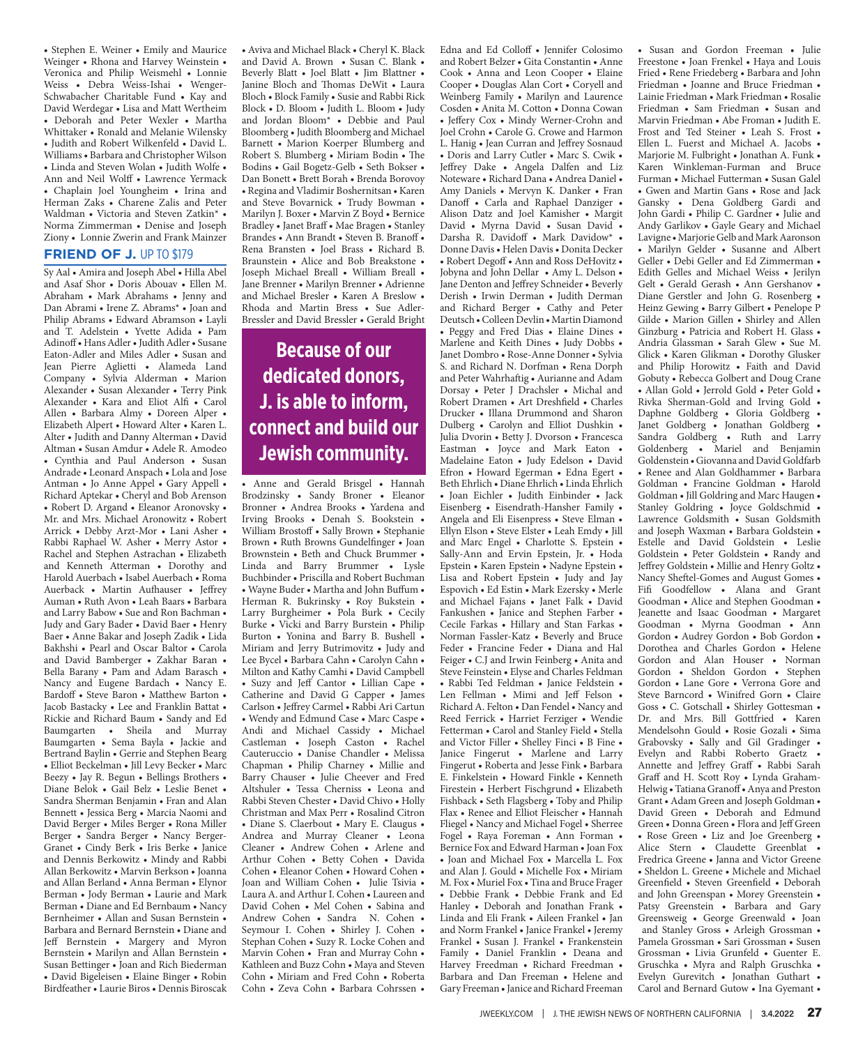• Stephen E. Weiner • Emily and Maurice Weinger • Rhona and Harvey Weinstein • Veronica and Philip Weismehl • Lonnie Weiss • Debra Weiss-Ishai • Wenger-Schwabacher Charitable Fund • Kay and David Werdegar • Lisa and Matt Wertheim • Deborah and Peter Wexler • Martha Whittaker • Ronald and Melanie Wilensky • Judith and Robert Wilkenfeld • David L. Williams • Barbara and Christopher Wilson • Linda and Steven Wolan • Judith Wolfe • Ann and Neil Wolff • Lawrence Yermack • Chaplain Joel Youngheim • Irina and Herman Zaks • Charene Zalis and Peter Waldman • Victoria and Steven Zatkin* • Norma Zimmerman • Denise and Joseph Ziony • Lonnie Zwerin and Frank Mainzer

## FRIEND OF J. UP TO $179

Sy Aal • Amira and Joseph Abel • Hilla Abel and Asaf Shor • Doris Abouav • Ellen M. Abraham • Mark Abrahams • Jenny and Dan Abrami • Irene Z. Abrams* • Joan and Philip Abrams • Edward Abramson • Layli and T. Adelstein • Yvette Adida • Pam Adinoff • Hans Adler • Judith Adler • Susane Eaton-Adler and Miles Adler • Susan and Jean Pierre Aglietti • Alameda Land Company • Sylvia Alderman • Marion Alexander • Susan Alexander • Terry Pink Alexander • Kara and Eliot Alfi • Carol Allen • Barbara Almy • Doreen Alper • Elizabeth Alpert • Howard Alter • Karen L. Alter • Judith and Danny Alterman • David Altman • Susan Amdur • Adele R. Amodeo • Cynthia and Paul Anderson • Susan Andrade • Leonard Anspach • Lola and Jose Antman • Jo Anne Appel • Gary Appell • Richard Aptekar • Cheryl and Bob Arenson • Robert D. Argand • Eleanor Aronovsky • Mr. and Mrs. Michael Aronowitz • Robert Arrick • Debby Arzt-Mor • Lani Asher • Rabbi Raphael W. Asher • Merry Astor • Rachel and Stephen Astrachan • Elizabeth and Kenneth Atterman • Dorothy and Harold Auerbach • Isabel Auerbach • Roma Auerback • Martin Aufhauser • Jeffrey Auman • Ruth Avon • Leah Baars • Barbara and Larry Babow • Sue and Ron Bachman • Judy and Gary Bader • David Baer • Henry Baer • Anne Bakar and Joseph Zadik • Lida Bakhshi • Pearl and Oscar Baltor • Carola and David Bamberger • Zakhar Baran • Bella Barany • Pam and Adam Barasch • Nancy and Eugene Bardach • Nancy E. Bardoff • Steve Baron • Matthew Barton • Jacob Bastacky • Lee and Franklin Battat • Rickie and Richard Baum • Sandy and Ed Baumgarten • Sheila and Murray Baumgarten • Sema Bayla • Jackie and Bertrand Baylin • Gerrie and Stephen Bearg • Elliot Beckelman • Jill Levy Becker • Marc Beezy • Jay R. Begun • Bellings Brothers • Diane Belok • Gail Belz • Leslie Benet • Sandra Sherman Benjamin • Fran and Alan Bennett • Jessica Berg • Marcia Naomi and David Berger • Miles Berger • Rona Miller Berger • Sandra Berger • Nancy Berger-Granet • Cindy Berk • Iris Berke • Janice and Dennis Berkowitz • Mindy and Rabbi Allan Berkowitz • Marvin Berkson • Joanna and Allan Berland • Anna Berman • Elynor Berman • Jody Berman • Laurie and Mark Berman • Diane and Ed Bernbaum • Nancy Bernheimer • Allan and Susan Bernstein • Barbara and Bernard Bernstein • Diane and Jeff Bernstein • Margery and Myron Bernstein • Marilyn and Allan Bernstein • Susan Bettinger • Joan and Rich Biederman • David Bigeleisen • Elaine Binger • Robin Birdfeather • Laurie Biros • Dennis Biroscak • Aviva and Michael Black • Cheryl K. Black and David A. Brown • Susan C. Blank • Beverly Blatt • Joel Blatt • Jim Blattner • Janine Bloch and Thomas DeWit • Laura Bloch • Block Family • Susie and Rabbi Rick Block • D. Bloom • Judith L. Bloom • Judy and Jordan Bloom* • Debbie and Paul Bloomberg • Judith Bloomberg and Michael Barnett • Marion Koerper Blumberg and Robert S. Blumberg • Miriam Bodin • The Bodins • Gail Bogetz-Gelb • Seth Bokser • Dan Bonett • Brett Borah • Brenda Borovoy • Regina and Vladimir Boshernitsan • Karen and Steve Bovarnick • Trudy Bowman • Marilyn J. Boxer • Marvin Z Boyd • Bernice Bradley • Janet Braff • Mae Bragen • Stanley Brandes • Ann Brandt • Steven B. Branoff • Rena Bransten • Joel Brass • Richard B. Braunstein • Alice and Bob Breakstone • Joseph Michael Breall • William Breall • Jane Brenner • Marilyn Brenner • Adrienne and Michael Bresler • Karen A Breslow • Rhoda and Martin Bress • Sue Adler-Bressler and David Bressler • Gerald Bright

**Because of our dedicated donors, J. is able to inform, connect and build our Jewish community.**

• Anne and Gerald Brisgel • Hannah Brodzinsky • Sandy Broner • Eleanor Bronner • Andrea Brooks • Yardena and Irving Brooks • Denah S. Bookstein • William Brostoff • Sally Brown • Stephanie Brown • Ruth Browns Gundelfinger • Joan Brownstein • Beth and Chuck Brummer • Linda and Barry Brummer • Lysle Buchbinder • Priscilla and Robert Buchman • Wayne Buder • Martha and John Buffum • Herman R. Bukrinsky • Roy Bukstein • Larry Burgheimer • Pola Burk • Cecily Burke • Vicki and Barry Burstein • Philip Burton • Yonina and Barry B. Bushell • Miriam and Jerry Butrimovitz • Judy and Lee Bycel • Barbara Cahn • Carolyn Cahn • Milton and Kathy Camhi • David Campbell • Suzy and Jeff Cantor • Lillian Cape • Catherine and David G Capper • James Carlson • Jeffrey Carmel • Rabbi Ari Cartun • Wendy and Edmund Case • Marc Caspe • Andi and Michael Cassidy • Michael Castleman • Joseph Caston • Rachel Cauteruccio • Danise Chandler • Melissa Chapman • Philip Charney • Millie and Barry Chauser • Julie Cheever and Fred Altshuler • Tessa Cherniss • Leona and Rabbi Steven Chester • David Chivo • Holly Christman and Max Perr • Rosalind Citron • Diane S. Claerbout • Mary E. Claugus • Andrea and Murray Cleaner • Leona Cleaner • Andrew Cohen • Arlene and Arthur Cohen • Betty Cohen • Davida Cohen • Eleanor Cohen • Howard Cohen • Joan and William Cohen • Julie Tsivia • Laura A. and Arthur I. Cohen • Laureen and David Cohen • Mel Cohen • Sabina and Andrew Cohen • Sandra N. Cohen • Seymour I. Cohen • Shirley J. Cohen • Stephan Cohen • Suzy R. Locke Cohen and Marvin Cohen • Fran and Murray Cohn • Kathleen and Buzz Cohn • Maya and Steven Cohn • Miriam and Fred Cohn • Roberta Cohn • Zeva Cohn • Barbara Cohrssen • Edna and Ed Colloff • Jennifer Colosimo and Robert Belzer • Gita Constantin • Anne Cook • Anna and Leon Cooper • Elaine Cooper • Douglas Alan Cort • Coryell and Weinberg Family • Marilyn and Laurence Cosden • Anita M. Cotton • Donna Cowan • Jeffery Cox • Mindy Werner-Crohn and Joel Crohn • Carole G. Crowe and Harmon L. Hanig • Jean Curran and Jeffrey Sosnaud • Doris and Larry Cutler • Marc S. Cwik • Jeffrey Dake • Angela Dalfen and Liz Noteware • Richard Dana • Andrea Daniel • Amy Daniels • Mervyn K. Danker • Fran Danoff • Carla and Raphael Danziger • Alison Datz and Joel Kamisher • Margit David • Myrna David • Susan David • Darsha R. Davidoff • Mark Davidow* • Donne Davis • Helen Davis • Donita Decker • Robert Degoff • Ann and Ross DeHovitz • Jobyna and John Dellar • Amy L. Delson • Jane Denton and Jeffrey Schneider • Beverly Derish • Irwin Derman • Judith Derman and Richard Berger • Cathy and Peter Deutsch • Colleen Devlin • Martin Diamond • Peggy and Fred Dias • Elaine Dines • Marlene and Keith Dines • Judy Dobbs • Janet Dombro • Rose-Anne Donner • Sylvia S. and Richard N. Dorfman • Rena Dorph and Peter Wahrhaftig • Aurianne and Adam Dorsay • Peter J Drachsler • Michal and Robert Dramen • Art Dreshfield • Charles Drucker • Illana Drummond and Sharon Dulberg • Carolyn and Elliot Dushkin • Julia Dvorin • Betty J. Dvorson • Francesca Eastman • Joyce and Mark Eaton • Madelaine Eaton • Judy Edelson • David Efron • Howard Egerman • Edna Egert • Beth Ehrlich • Diane Ehrlich • Linda Ehrlich • Joan Eichler • Judith Einbinder • Jack Eisenberg • Eisendrath-Hansher Family • Angela and Eli Eisenpress • Steve Elman • Ellyn Elson • Steve Elster • Leah Emdy • Jill and Marc Engel • Charlotte S. Epstein • Sally-Ann and Ervin Epstein, Jr. • Hoda Epstein • Karen Epstein • Nadyne Epstein • Lisa and Robert Epstein • Judy and Jay Espovich • Ed Estin • Mark Ezersky • Merle and Michael Fajans • Janet Falk • David Fankushen • Janice and Stephen Farber • Cecile Farkas • Hillary and Stan Farkas • Norman Fassler-Katz • Beverly and Bruce Feder • Francine Feder • Diana and Hal Feiger • C.J and Irwin Feinberg • Anita and Steve Feinstein • Elyse and Charles Feldman • Rabbi Ted Feldman • Janice Feldstein • Len Fellman • Mimi and Jeff Felson • Richard A. Felton • Dan Fendel • Nancy and Reed Ferrick • Harriet Ferziger • Wendie Fetterman • Carol and Stanley Field • Stella and Victor Filler • Shelley Finci • B Fine • Janice Fingerut • Marlene and Larry Fingerut • Roberta and Jesse Fink • Barbara E. Finkelstein • Howard Finkle • Kenneth Firestein • Herbert Fischgrund • Elizabeth Fishback • Seth Flagsberg • Toby and Philip Flax • Renee and Elliot Fleischer • Hannah Fliegel • Nancy and Michael Fogel • Sherree Fogel • Raya Foreman • Ann Forman • Bernice Fox and Edward Harman • Joan Fox • Joan and Michael Fox • Marcella L. Fox and Alan J. Gould • Michelle Fox • Miriam M. Fox • Muriel Fox • Tina and Bruce Frager • Debbie Frank • Debbie Frank and Ed Hanley • Deborah and Jonathan Frank • Linda and Eli Frank • Aileen Frankel • Jan and Norm Frankel • Janice Frankel • Jeremy Frankel • Susan J. Frankel • Frankenstein Family • Daniel Franklin • Deana and Harvey Freedman • Richard Freedman • Barbara and Dan Freeman • Helene and Gary Freeman • Janice and Richard Freeman • Susan and Gordon Freeman • Julie Freestone • Joan Frenkel • Haya and Louis Fried • Rene Friedeberg • Barbara and John Friedman • Joanne and Bruce Friedman • Lainie Friedman • Mark Friedman • Rosalie Friedman • Sam Friedman • Susan and Marvin Friedman • Abe Froman • Judith E. Frost and Ted Steiner • Leah S. Frost • Ellen L. Fuerst and Michael A. Jacobs • Marjorie M. Fulbright • Jonathan A. Funk • Karen Winkleman-Furman and Bruce Furman • Michael Futterman • Susan Galel • Gwen and Martin Gans • Rose and Jack Gansky • Dena Goldberg Gardi and John Gardi • Philip C. Gardner • Julie and Andy Garlikov • Gayle Geary and Michael Lavigne • Marjorie Gelb and Mark Aaronson • Marilyn Gelder • Susanne and Albert Geller • Debi Geller and Ed Zimmerman • Edith Gelles and Michael Weiss • Jerilyn Gelt • Gerald Gerash • Ann Gershanov • Diane Gerstler and John G. Rosenberg • Heinz Gewing • Barry Gilbert • Penelope P Gilde • Marion Gillen • Shirley and Allen Ginzburg • Patricia and Robert H. Glass • Andria Glassman • Sarah Glew • Sue M. Glick • Karen Glikman • Dorothy Glusker and Philip Horowitz • Faith and David Gobuty • Rebecca Golbert and Doug Crane • Allan Gold • Jerrold Gold • Peter Gold • Rivka Sherman-Gold and Irving Gold • Daphne Goldberg • Gloria Goldberg • Janet Goldberg • Jonathan Goldberg • Sandra Goldberg • Ruth and Larry Goldenberg • Mariel and Benjamin Goldenstein • Giovanna and David Goldfarb • Renee and Alan Goldhammer • Barbara Goldman • Francine Goldman • Harold Goldman • Jill Goldring and Marc Haugen • Stanley Goldring • Joyce Goldschmid • Lawrence Goldsmith • Susan Goldsmith and Joseph Waxman • Barbara Goldstein • Estelle and David Goldstein • Leslie Goldstein • Peter Goldstein • Randy and Jeffrey Goldstein • Millie and Henry Goltz • Nancy Sheftel-Gomes and August Gomes • Fifi Goodfellow • Alana and Grant Goodman • Alice and Stephen Goodman • Jeanette and Isaac Goodman • Margaret Goodman • Myrna Goodman • Ann Gordon • Audrey Gordon • Bob Gordon • Dorothea and Charles Gordon • Helene Gordon and Alan Houser • Norman Gordon • Sheldon Gordon • Stephen Gordon • Lane Gore • Verrona Gore and Steve Barncord • Winifred Gorn • Claire Goss • C. Gotschall • Shirley Gottesman • Dr. and Mrs. Bill Gottfried • Karen Mendelsohn Gould • Rosie Gozali • Sima Grabovsky • Sally and Gil Gradinger • Evelyn and Rabbi Roberto Graetz • Annette and Jeffrey Graff • Rabbi Sarah Graff and H. Scott Roy • Lynda Graham-Helwig • Tatiana Granoff • Anya and Preston Grant • Adam Green and Joseph Goldman • David Green • Deborah and Edmund Green • Donna Green • Flora and Jeff Green • Rose Green • Liz and Joe Greenberg • Alice Stern • Claudette Greenblat • Fredrica Greene • Janna and Victor Greene • Sheldon L. Greene • Michele and Michael Greenfield • Steven Greenfield • Deborah and John Greenspan • Morey Greenstein • Patsy Greenstein • Barbara and Gary Greensweig • George Greenwald • Joan and Stanley Gross • Arleigh Grossman • Pamela Grossman • Sari Grossman • Susen Grossman • Livia Grunfeld • Guenter E. Gruschka • Myra and Ralph Gruschka • Evelyn Gurevitch • Jonathan Guthart • Carol and Bernard Gutow • Ina Gyemant •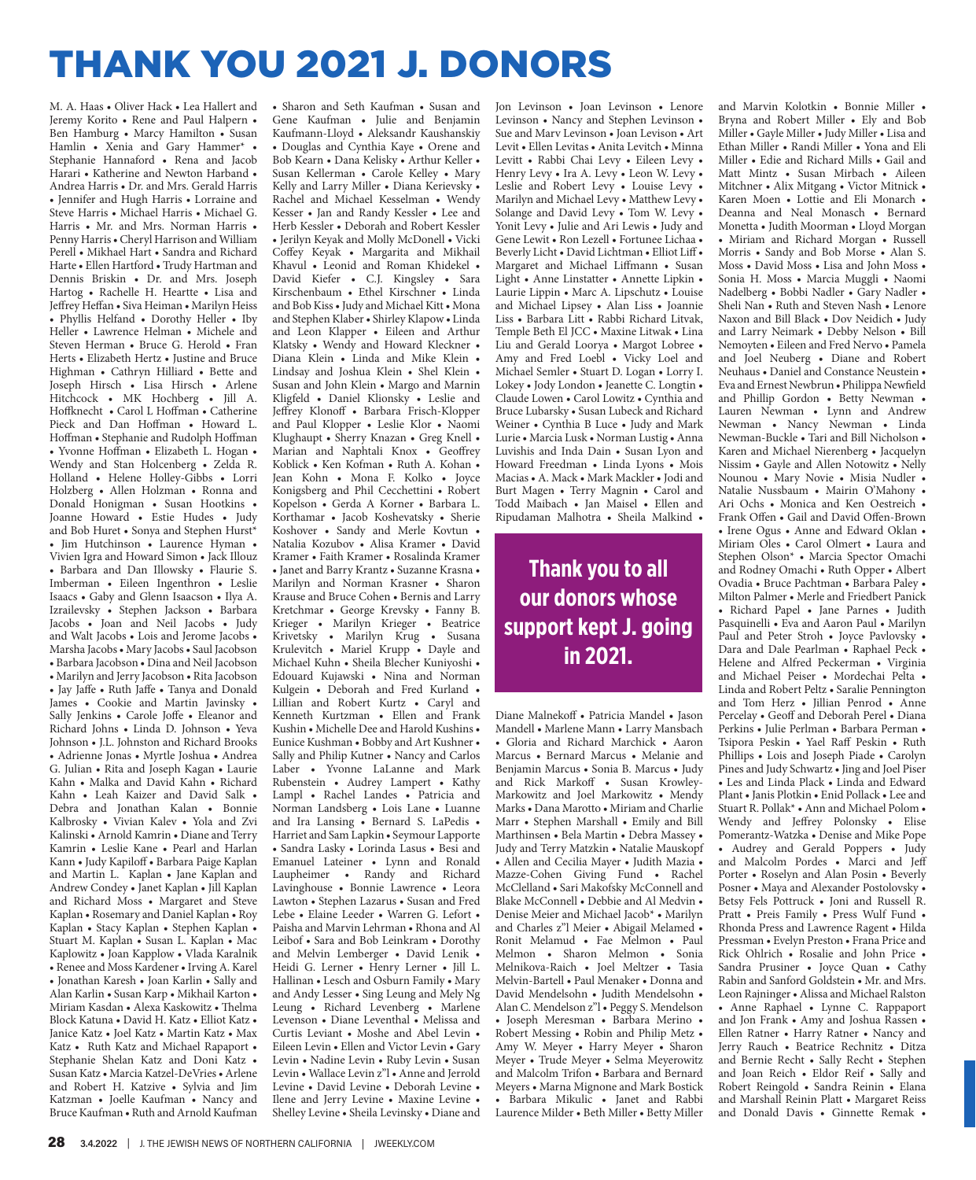# THANK YOU 2021 J. DONORS

M. A. Haas • Oliver Hack • Lea Hallert and Jeremy Korito • Rene and Paul Halpern • Ben Hamburg • Marcy Hamilton • Susan Hamlin • Xenia and Gary Hammer* • Stephanie Hannaford • Rena and Jacob Harari • Katherine and Newton Harband • Andrea Harris • Dr. and Mrs. Gerald Harris • Jennifer and Hugh Harris • Lorraine and Steve Harris • Michael Harris • Michael G. Harris • Mr. and Mrs. Norman Harris • Penny Harris • Cheryl Harrison and William Perell • Mikhael Hart • Sandra and Richard Harte • Ellen Hartford • Trudy Hartman and Dennis Briskin • Dr. and Mrs. Joseph Hartog • Rachelle H. Heartte • Lisa and Jeffrey Heffan • Siva Heiman • Marilyn Heiss • Phyllis Helfand • Dorothy Heller • Iby Heller • Lawrence Helman • Michele and Steven Herman • Bruce G. Herold • Fran Herts • Elizabeth Hertz • Justine and Bruce Highman • Cathryn Hilliard • Bette and Joseph Hirsch • Lisa Hirsch • Arlene Hitchcock • MK Hochberg • Jill A. Hoffknecht • Carol L Hoffman • Catherine Pieck and Dan Hoffman • Howard L. Hoffman • Stephanie and Rudolph Hoffman • Yvonne Hoffman • Elizabeth L. Hogan • Wendy and Stan Holcenberg • Zelda R. Holland • Helene Holley-Gibbs • Lorri Holzberg • Allen Holzman • Ronna and Donald Honigman • Susan Hootkins • Joanne Howard • Estie Hudes • Judy and Bob Huret • Sonya and Stephen Hurst* • Jim Hutchinson • Laurence Hyman • Vivien Igra and Howard Simon • Jack Illouz • Barbara and Dan Illowsky • Flaurie S. Imberman • Eileen Ingenthron • Leslie Isaacs • Gaby and Glenn Isaacson • Ilya A. Izrailevsky • Stephen Jackson • Barbara Jacobs • Joan and Neil Jacobs • Judy and Walt Jacobs • Lois and Jerome Jacobs • Marsha Jacobs • Mary Jacobs • Saul Jacobson • Barbara Jacobson • Dina and Neil Jacobson • Marilyn and Jerry Jacobson • Rita Jacobson • Jay Jaffe • Ruth Jaffe • Tanya and Donald James • Cookie and Martin Javinsky • Sally Jenkins • Carole Joffe • Eleanor and Richard Johns • Linda D. Johnson • Yeva Johnson • J.L. Johnston and Richard Brooks • Adrienne Jonas • Myrtle Joshua • Andrea G. Julian • Rita and Joseph Kagan • Laurie Kahn • Malka and David Kahn • Richard Kahn • Leah Kaizer and David Salk • Debra and Jonathan Kalan • Bonnie Kalbrosky • Vivian Kalev • Yola and Zvi Kalinski • Arnold Kamrin • Diane and Terry Kamrin • Leslie Kane • Pearl and Harlan Kann • Judy Kapiloff • Barbara Paige Kaplan and Martin L. Kaplan • Jane Kaplan and Andrew Condey • Janet Kaplan • Jill Kaplan and Richard Moss • Margaret and Steve Kaplan • Rosemary and Daniel Kaplan • Roy Kaplan • Stacy Kaplan • Stephen Kaplan • Stuart M. Kaplan • Susan L. Kaplan • Mac Kaplowitz • Joan Kapplow • Vlada Karalnik • Renee and Moss Kardener • Irving A. Karel • Jonathan Karesh • Joan Karlin • Sally and Alan Karlin • Susan Karp • Mikhail Karton • Miriam Kasdan • Alexa Kaskowitz • Thelma Block Katuna • David H. Katz • Elliot Katz • Janice Katz • Joel Katz • Martin Katz • Max Katz • Ruth Katz and Michael Rapaport • Stephanie Shelan Katz and Doni Katz • Susan Katz • Marcia Katzel-DeVries • Arlene and Robert H. Katzive • Sylvia and Jim Katzman • Joelle Kaufman • Nancy and Bruce Kaufman • Ruth and Arnold Kaufman • Sharon and Seth Kaufman • Susan and Gene Kaufman • Julie and Benjamin Kaufmann-Lloyd • Aleksandr Kaushanskiy • Douglas and Cynthia Kaye • Orene and Bob Kearn • Dana Kelisky • Arthur Keller • Susan Kellerman • Carole Kelley • Mary Kelly and Larry Miller • Diana Kerievsky • Rachel and Michael Kesselman • Wendy Kesser • Jan and Randy Kessler • Lee and Herb Kessler • Deborah and Robert Kessler • Jerilyn Keyak and Molly McDonell • Vicki Coffey Keyak • Margarita and Mikhail Khavul • Leonid and Roman Khidekel • David Kiefer • C.J. Kingsley • Sara Kirschenbaum • Ethel Kirschner • Linda and Bob Kiss • Judy and Michael Kitt • Mona and Stephen Klaber • Shirley Klapow • Linda and Leon Klapper • Eileen and Arthur Klatsky • Wendy and Howard Kleckner • Diana Klein • Linda and Mike Klein • Lindsay and Joshua Klein • Shel Klein • Susan and John Klein • Margo and Marnin Kligfeld • Daniel Klionsky • Leslie and Jeffrey Klonoff • Barbara Frisch-Klopper and Paul Klopper • Leslie Klor • Naomi Klughaupt • Sherry Knazan • Greg Knell • Marian and Naphtali Knox • Geoffrey Koblick • Ken Kofman • Ruth A. Kohan • Jean Kohn • Mona F. Kolko • Joyce Konigsberg and Phil Cecchettini • Robert Kopelson • Gerda A Korner • Barbara L. Korthamar • Jacob Koshevatsky • Sherie Koshover • Sandy and Merle Kovtun • Natalia Kozubov • Alisa Kramer • David Kramer • Faith Kramer • Rosalinda Kramer • Janet and Barry Krantz • Suzanne Krasna • Marilyn and Norman Krasner • Sharon Krause and Bruce Cohen • Bernis and Larry Kretchmar • George Krevsky • Fanny B. Krieger • Marilyn Krieger • Beatrice Krivetsky • Marilyn Krug • Susana Krulevitch • Mariel Krupp • Dayle and Michael Kuhn • Sheila Blecher Kuniyoshi • Edouard Kujawski • Nina and Norman Kulgein • Deborah and Fred Kurland • Lillian and Robert Kurtz • Caryl and Kenneth Kurtzman • Ellen and Frank Kushin • Michelle Dee and Harold Kushins • Eunice Kushman • Bobby and Art Kushner • Sally and Philip Kutner • Nancy and Carlos Laber • Yvonne LaLanne and Mark Rubenstein • Audrey Lampert • Kathy Lampl • Rachel Landes • Patricia and Norman Landsberg • Lois Lane • Luanne and Ira Lansing • Bernard S. LaPedis • Harriet and Sam Lapkin • Seymour Lapporte • Sandra Lasky • Lorinda Lasus • Besi and Emanuel Lateiner • Lynn and Ronald Laupheimer • Randy and Richard Lavinghouse • Bonnie Lawrence • Leora Lawton • Stephen Lazarus • Susan and Fred Lebe • Elaine Leeder • Warren G. Lefort • Paisha and Marvin Lehrman • Rhona and Al Leibof • Sara and Bob Leinkram • Dorothy and Melvin Lemberger • David Lenik • Heidi G. Lerner • Henry Lerner • Jill L. Hallinan • Lesch and Osburn Family • Mary and Andy Lesser • Sing Leung and Mely Ng Leung • Richard Levenberg • Marlene Levenson • Diane Leventhal • Melissa and Curtis Leviant • Moshe and Abel Levin • Eileen Levin • Ellen and Victor Levin • Gary Levin • Nadine Levin • Ruby Levin • Susan Levin • Wallace Levin z"l • Anne and Jerrold Levine • David Levine • Deborah Levine • Ilene and Jerry Levine • Maxine Levine • Shelley Levine • Sheila Levinsky • Diane and Jon Levinson • Joan Levinson • Lenore Levinson • Nancy and Stephen Levinson • Sue and Marv Levinson • Joan Levison • Art Levit • Ellen Levitas • Anita Levitch • Minna Levitt • Rabbi Chai Levy • Eileen Levy • Henry Levy • Ira A. Levy • Leon W. Levy • Leslie and Robert Levy • Louise Levy • Marilyn and Michael Levy • Matthew Levy • Solange and David Levy • Tom W. Levy • Yonit Levy • Julie and Ari Lewis • Judy and Gene Lewit • Ron Lezell • Fortunee Lichaa • Beverly Licht • David Lichtman • Elliot Liff • Margaret and Michael Liffmann • Susan Light • Anne Linstatter • Annette Lipkin • Laurie Lippin • Marc A. Lipschutz • Louise and Michael Lipsey • Alan Liss • Joannie Liss • Barbara Litt • Rabbi Richard Litvak, Temple Beth El JCC • Maxine Litwak • Lina Liu and Gerald Loorya • Margot Lobree • Amy and Fred Loebl • Vicky Loel and Michael Semler • Stuart D. Logan • Lorry I. Lokey • Jody London • Jeanette C. Longtin • Claude Lowen • Carol Lowitz • Cynthia and Bruce Lubarsky • Susan Lubeck and Richard Weiner • Cynthia B Luce • Judy and Mark Lurie • Marcia Lusk • Norman Lustig • Anna Luvishis and Inda Dain • Susan Lyon and Howard Freedman • Linda Lyons • Mois Macias • A. Mack • Mark Mackler • Jodi and Burt Magen • Terry Magnin • Carol and Todd Maibach • Jan Maisel • Ellen and Ripudaman Malhotra • Sheila Malkind •

**Thank you to all our donors whose support kept J. going in 2021.**

Diane Malnekoff • Patricia Mandel • Jason Mandell • Marlene Mann • Larry Mansbach • Gloria and Richard Marchick • Aaron Marcus • Bernard Marcus • Melanie and Benjamin Marcus • Sonia B. Marcus • Judy and Rick Markoff • Susan Krowley-Markowitz and Joel Markowitz • Mendy Marks • Dana Marotto • Miriam and Charlie Marr • Stephen Marshall • Emily and Bill Marthinsen • Bela Martin • Debra Massey • Judy and Terry Matzkin • Natalie Mauskopf • Allen and Cecilia Mayer • Judith Mazia • Mazze-Cohen Giving Fund • Rachel McClelland • Sari Makofsky McConnell and Blake McConnell • Debbie and Al Medvin • Denise Meier and Michael Jacob* • Marilyn and Charles z"l Meier • Abigail Melamed • Ronit Melamud • Fae Melmon • Paul Melmon • Sharon Melmon • Sonia Melnikova-Raich • Joel Meltzer • Tasia Melvin-Bartell • Paul Menaker • Donna and David Mendelsohn • Judith Mendelsohn • Alan C. Mendelson z"l • Peggy S. Mendelson • Joseph Meresman • Barbara Merino • Robert Messing • Robin and Philip Metz • Amy W. Meyer • Harry Meyer • Sharon Meyer • Trude Meyer • Selma Meyerowitz and Malcolm Trifon • Barbara and Bernard Meyers • Marna Mignone and Mark Bostick • Barbara Mikulic • Janet and Rabbi Laurence Milder • Beth Miller • Betty Miller and Marvin Kolotkin • Bonnie Miller • Bryna and Robert Miller • Ely and Bob Miller • Gayle Miller • Judy Miller • Lisa and Ethan Miller • Randi Miller • Yona and Eli Miller • Edie and Richard Mills • Gail and Matt Mintz • Susan Mirbach • Aileen Mitchner • Alix Mitgang • Victor Mitnick • Karen Moen • Lottie and Eli Monarch • Deanna and Neal Monasch • Bernard Monetta • Judith Moorman • Lloyd Morgan • Miriam and Richard Morgan • Russell Morris • Sandy and Bob Morse • Alan S. Moss • David Moss • Lisa and John Moss • Sonia H. Moss • Marcia Muggli • Naomi Nadelberg • Bobbi Nadler • Gary Nadler • Sheli Nan • Ruth and Steven Nash • Lenore Naxon and Bill Black • Dov Neidich • Judy and Larry Neimark • Debby Nelson • Bill Nemoyten • Eileen and Fred Nervo • Pamela and Joel Neuberg • Diane and Robert Neuhaus • Daniel and Constance Neustein • Eva and Ernest Newbrun • Philippa Newfield and Phillip Gordon • Betty Newman • Lauren Newman • Lynn and Andrew Newman • Nancy Newman • Linda Newman-Buckle • Tari and Bill Nicholson • Karen and Michael Nierenberg • Jacquelyn Nissim • Gayle and Allen Notowitz • Nelly Nounou • Mary Novie • Misia Nudler • Natalie Nussbaum • Mairin O'Mahony • Ari Ochs • Monica and Ken Oestreich • Frank Offen • Gail and David Offen-Brown • Irene Ogus • Anne and Edward Oklan • Miriam Oles • Carol Olmert • Laura and Stephen Olson* • Marcia Spector Omachi and Rodney Omachi • Ruth Opper • Albert Ovadia • Bruce Pachtman • Barbara Paley • Milton Palmer • Merle and Friedbert Panick • Richard Papel • Jane Parnes • Judith Pasquinelli • Eva and Aaron Paul • Marilyn Paul and Peter Stroh • Joyce Pavlovsky • Dara and Dale Pearlman • Raphael Peck • Helene and Alfred Peckerman • Virginia and Michael Peiser • Mordechai Pelta • Linda and Robert Peltz • Saralie Pennington and Tom Herz • Jillian Penrod • Anne Percelay • Geoff and Deborah Perel • Diana Perkins • Julie Perlman • Barbara Perman • Tsipora Peskin • Yael Raff Peskin • Ruth Phillips • Lois and Joseph Piade • Carolyn Pines and Judy Schwartz • Jing and Joel Piser • Les and Linda Plack • Linda and Edward Plant • Janis Plotkin • Enid Pollack • Lee and Stuart R. Pollak* • Ann and Michael Polom • Wendy and Jeffrey Polonsky • Elise Pomerantz-Watzka • Denise and Mike Pope • Audrey and Gerald Poppers • Judy and Malcolm Pordes • Marci and Jeff Porter • Roselyn and Alan Posin • Beverly Posner • Maya and Alexander Postolovsky • Betsy Fels Pottruck • Joni and Russell R. Pratt • Preis Family • Press Wulf Fund • Rhonda Press and Lawrence Ragent • Hilda Pressman • Evelyn Preston • Frana Price and Rick Ohlrich • Rosalie and John Price • Sandra Prusiner • Joyce Quan • Cathy Rabin and Sanford Goldstein • Mr. and Mrs. Leon Rajninger • Alissa and Michael Ralston • Anne Raphael • Lynne C. Rappaport and Jon Frank • Amy and Joshua Rassen • Ellen Ratner • Harry Ratner • Nancy and Jerry Rauch • Beatrice Rechnitz • Ditza and Bernie Recht • Sally Recht • Stephen and Joan Reich • Eldor Reif • Sally and Robert Reingold • Sandra Reinin • Elana and Marshall Reinin Platt • Margaret Reiss and Donald Davis • Ginnette Remak •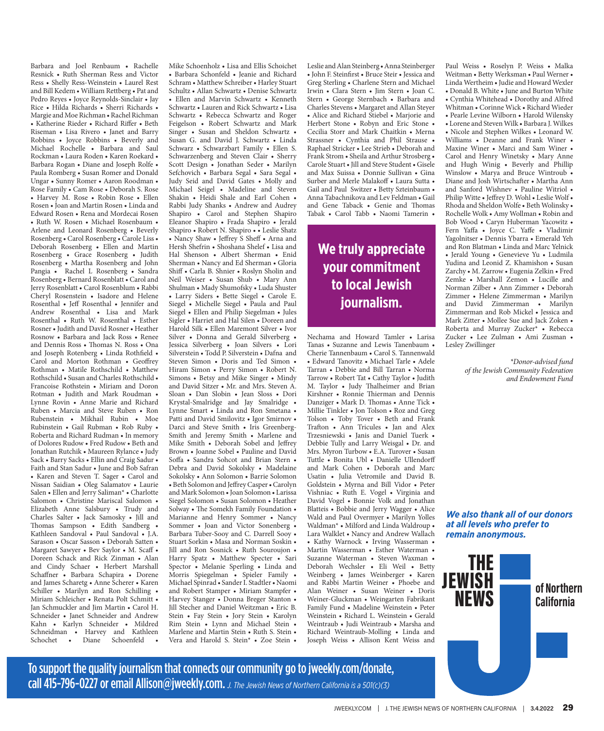Barbara and Joel Renbaum • Rachelle Resnick • Ruth Sherman Ress and Victor Ress • Shelly Ress-Weinstein • Laurel Rest and Bill Kedem • William Rettberg • Pat and Pedro Reyes • Joyce Reynolds-Sinclair • Jay Rice • Hilda Richards • Sherri Richards • Margie and Moe Richman • Rachel Richman • Katherine Rieder • Richard Riffer • Beth Riseman • Lisa Rivero • Janet and Barry Robbins • Joyce Robbins • Beverly and Michael Rochelle • Barbara and Saul Rockman • Laura Roden • Karen Roekard • Barbara Rogan • Diane and Joseph Rolfe • Paula Romberg • Susan Romer and Donald Ungar • Sunny Romer • Aaron Roodman • Rose Family • Cam Rose • Deborah S. Rose • Harvey M. Rose • Robin Rose • Ellen Rosen • Joan and Martin Rosen • Linda and Edward Rosen • Rena and Mordecai Rosen • Ruth W. Rosen • Michael Rosenbaum • Arlene and Leonard Rosenberg • Beverly Rosenberg • Carol Rosenberg • Carole Liss • Deborah Rosenberg • Ellen and Martin Rosenberg • Grace Rosenberg • Judith Rosenberg • Martha Rosenberg and John Pangia • Rachel L Rosenberg • Sandra Rosenberg • Bernard Rosenblatt • Carol and Jerry Rosenblatt • Carol Rosenblum • Rabbi Cheryl Rosenstein • Isadore and Helene Rosenthal • Jeff Rosenthal • Jennifer and Andrew Rosenthal • Lisa and Mark Rosenthal • Ruth W. Rosenthal • Esther Rosner • Judith and David Rosner • Heather Rosnow • Barbara and Jack Ross • Renee and Dennis Ross • Thomas N. Ross • Ona and Joseph Rotenberg • Linda Rothfield • Carol and Morton Rothman • Geoffrey Rothman • Matile Rothschild • Matthew Rothschild • Susan and Charles Rothschild • Francoise Rothstein • Miriam and Doron Rotman • Judith and Mark Roudman • Lynne Rovin • Anne Marie and Richard Ruben • Marcia and Steve Ruben • Ron Rubenstein • Mikhail Rubin • Moe Rubinstein • Gail Rubman • Rob Ruby • Roberta and Richard Rudman • In memory of Dolores Rudow • Fred Rudow • Beth and Jonathan Rutchik • Maureen Rylance • Judy Sack • Barry Sacks • Ellin and Craig Sadur • Faith and Stan Sadur • June and Bob Safran • Karen and Steven T. Sager • Carol and Nissan Saidian • Oleg Salamatov • Laurie Salen • Ellen and Jerry Salen* • Charlotte Salomon • Christine Mariscal Salomon • Elizabeth Anne Salsbury • Trudy and Charles Salter • Jack Samosky • Jill and Thomas Sampson • Edith Sandberg • Kathleen Sandoval • Paul Sandoval • J.A. Sarason • Oscar Sasson • Deborah Satten • Margaret Sawyer • Bev Saylor • M. Scaff • Doreen Schack and Rick Zinman • Alan and Cindy Schaer • Herbert Marshall Schaffner • Barbara Schapira • Dorene and James Scharetg • Anne Scherer • Karen Schiller • Marilyn and Ron Schilling • Miriam Schleicher • Renata Polt Schmitt • Jan Schmuckler and Jim Martin • Carol H. Schneider • Janet Schneider and Andrew Kahn • Karlyn Schneider • Mildred Schneidman • Harvey and Kathleen Schochet • Diane Schoenfeld • Mike Schoenholz • Lisa and Ellis Schoichet • Barbara Schonfeld • Jeanie and Richard Schram • Matthew Schreiber • Harley Stuart Schultz • Allan Schwartz • Denise Schwartz • Ellen and Marvin Schwartz • Kenneth Schwartz • Lauren and Rick Schwartz • Lisa Schwartz • Rebecca Schwartz and Roger Feigelson • Robert Schwartz and Mark Singer • Susan and Sheldon Schwartz • Susan G. and David J. Schwartz • Linda Schwarz • Schwarzbart Family • Ellen S. Schwarzenberg and Steven Clair • Sherry Scott Design • Jonathan Seder • Marilyn Sefchovich • Barbara Segal • Sara Segal • Judy Seid and David Gates • Molly and Michael Seigel • Madeline and Steven Shakin • Heidi Shale and Earl Cohen • Rabbi Judy Shanks • Andrew and Audrey Shapiro • Carol and Stephen Shapiro Eleanor Shapiro • Frada Shapiro • Jerald Shapiro • Robert N. Shapiro • • Leslie Shatz • Nancy Shaw • Jeffrey S Sheff • Arna and Hersh Shefrin • Shoshana Shelef • Lisa and Hal Shenson • Albert Sherman • Enid Sherman • Nancy and Ed Sherman • Gloria Shiff • Carla B. Shnier • Roslyn Sholin and Neil Weiser • Susan Shub • Mary Ann Shulman • Mady Shumofsky • Luda Shuster • Larry Siders • Bette Siegel • Carole E. Siegel • Michelle Siegel • Paula and Paul Siegel • Ellen and Philip Siegelman • Jules Sigler • Harriet and Hal Silen • Doreen and Harold Silk • Ellen Maremont Silver • Ivor Silver • Donna and Gerald Silverberg • Jessica Silverberg • Joan Silvers • Lori Silverstein • Todd P. Silverstein • Dafna and Steven Simon • Doris and Ted Simon • Hiram Simon • Perry Simon • Robert N. Simons • Betsy and Mike Singer • Mindy and David Sitzer • Mr. and Mrs. Steven A. Sloan • Dan Slobin • Jean Sloss • Dori Krystal-Smalridge and Jay Smalridge • Lynne Smart • Linda and Ron Smetana • Patti and David Smilovitz • Igor Smirnov • Darci and Steve Smith • Iris Greenberg-Smith and Jeremy Smith • Marlene and Mike Smith • Deborah Sobel and Jeffrey Brown • Joanne Sobel • Pauline and David Soffa • Sandra Sohcot and Brian Stern • Debra and David Sokolsky • Madelaine Sokolsky • Ann Solomon • Barrie Solomon • Beth Solomon and Jeffrey Casper • Carolyn and Mark Solomon • Joan Solomon • Larissa Siegel Solomon • Susan Solomon • Heather Solway • The Somekh Family Foundation • Marianne and Henry Sommer • Nancy Sommer • Joan and Victor Sonenberg • Barbara Tuber-Sooy and C. Darrell Sooy • Stuart Sorkin • Masa and Norman Soskin • Jill and Ron Sosnick • Ruth Souroujon • Harry Spatz • Matthew Specter • Sari Spector • Melanie Sperling • Linda and Morris Spiegelman • Spieler Family • Michael Spinrad • Sander I. Stadtler • Naomi and Robert Stamper • Miriam Stampfer • Harvey Stanger • Donna Breger Stanton • Jill Stecher and Daniel Weitzman • Eric B. Stein • Fay Stein • Jory Stein • Karolyn Rim Stein • Lynn and Michael Stein • Marlene and Martin Stein • Ruth S. Stein • Vera and Harold S. Stein* • Zoe Stein • Leslie and Alan Steinberg • Anna Steinberger • John F. Steinfirst • Bruce Steir • Jessica and Greg Sterling • Charlene Stern and Michael Irwin • Clara Stern • Jim Stern • Joan C. Stern • George Sternbach • Barbara and Charles Stevens • Margaret and Allan Steyer • Alice and Richard Stiebel • Marjorie and Herbert Stone • Robyn and Eric Stone • Cecilia Storr and Mark Chaitkin • Merna Strassner • Cynthia and Phil Strause • Raphael Stricker • Lee Strieb • Deborah and Frank Strom • Sheila and Arthur Strosberg • Carole Stuart • Jill and Steve Student • Gisele and Max Suissa • Donnie Sullivan • Gina Surber and Merle Malakoff • Laura Sutta • Gail and Paul Switzer • Betty Szteinbaum • Anna Tabachnikova and Lev Feldman • Gail and Gene Taback • Genie and Thomas Tabak • Carol Tabb • Naomi Tamerin • Nechama and Howard Tamler • Larisa Tanas • Suzanne and Lewis Tanenbaum • Cherie Tannenbaum • Carol S. Tannenwald • Edward Tanovitz • Michael Tarle • Adele Tarran • Debbie and Bill Tarran • Norma Tarrow • Robert Tat • Cathy Taylor • Judith M. Taylor • Judy Thalheimer and Brian Kirshner • Ronnie Thierman and Dennis Danziger • Mark D. Thomas • Anne Tick • Millie Tinkler • Jon Tolson • Roz and Greg Tolson • Toby Tover • Beth and Frank Trafton • Ann Tricules • Jan and Alex Trzesniewski • Janis and Daniel Tuerk • Debbie Tully and Larry Weisgal • Dr. and Mrs. Myron Turbow • E.A. Turover • Susan Tuttle • Bonita Ubl • Danielle Ullendorff and Mark Cohen • Deborah and Marc Usatin • Julia Vetromile and David B. Goldstein • Myrna and Bill Vidor • Peter Vishniac • Ruth E. Vogel • Virginia and David Vogel • Bonnie Volk and Jonathan Blatteis • Bobbie and Jerry Wagger • Alice Wald and Paul Overmyer • Marilyn Yolles Waldman* • Milford and Linda Waldroup • Lara Walklet • Nancy and Andrew Wallach • Kathy Warnock • Irving Wasserman • Martin Wasserman • Esther Waterman • Suzanne Waterman • Steven Waxman • Deborah Wechsler • Eli Weil • Betty Weinberg • James Weinberger • Karen and Rabbi Martin Weiner • Phoebe and Alan Weiner • Susan Weiner • Doris Weiner-Gluckman • Weingarten Fabrikant Family Fund • Madeline Weinstein • Peter Weinstein • Richard L. Weinstein • Gerald Weintraub • Judi Weintraub • Marsha and Richard Weintraub-Molling • Linda and Joseph Weiss • Allison Kent Weiss and Paul Weiss • Roselyn P. Weiss • Malka Weitman • Betty Werksman • Paul Werner • Linda Wertheim • Judie and Howard Wexler • Donald B. White • June and Burton White • Cynthia Whitehead • Dorothy and Alfred Whitman • Corinne Wick • Richard Wieder • Pearle Levine Wilborn • Harold Wilensky • Lorene and Steven Wilk • Barbara J. Wilkes • Nicole and Stephen Wilkes • Leonard W. Williams • Deanne and Frank Winer • Maxine Winer • Marci and Sam Winer • Carol and Henry Winetsky • Mary Anne and Hugh Winig • Beverly and Phillip Winslow • Marya and Bruce Wintroub • Diane and Josh Wirtschafter • Martha Ann and Sanford Wishnev • Pauline Witriol • Philip Witte • Jeffrey D. Wohl • Leslie Wolf • Rhoda and Sheldon Wolfe • Beth Wolinsky • Rochelle Wolk • Amy Wollman • Robin and Bob Wood • Caryn Huberman Yacowitz • Fern Yaffa • Joyce C. Yaffe • Vladimir Yagolnitser • Dennis Ybarra • Emerald Yeh and Ron Blatman • Linda and Marc Yelnick • Jerald Young • Genevieve Yu • Ludmila Yudina and Leonid Z. Khamishon • Susan Zarchy • M. Zarrow • Eugenia Zelkin • Fred Zemke • Marshall Zemon • Lucille and Norman Zilber • Ann Zimmer • Deborah Zimmer • Helene Zimmerman • Marilyn and David Zimmerman • Marilyn Zimmerman and Rob Mickel • Jessica and Mark Zitter • Mollee Sue and Jack Zoken • Roberta and Murray Zucker* • Rebecca Zucker • Lee Zulman • Ami Zusman • Lesley Zwillinger

## We truly appreciate your commitment to local Jewish journalism.

*\*Donor-advised fund of the Jewish Community Federation and Endowment Fund*

***We also thank all of our donors at all levels who prefer to remain anonymous.***

THE JEWISH NEWS of Northern California

**To support the quality journalism that connects our community go to jweekly.com/donate, call 415-796-0227 or email Allison@jweekly.com.** *J. The Jewish News of Northern California is a 501(c)(3)*